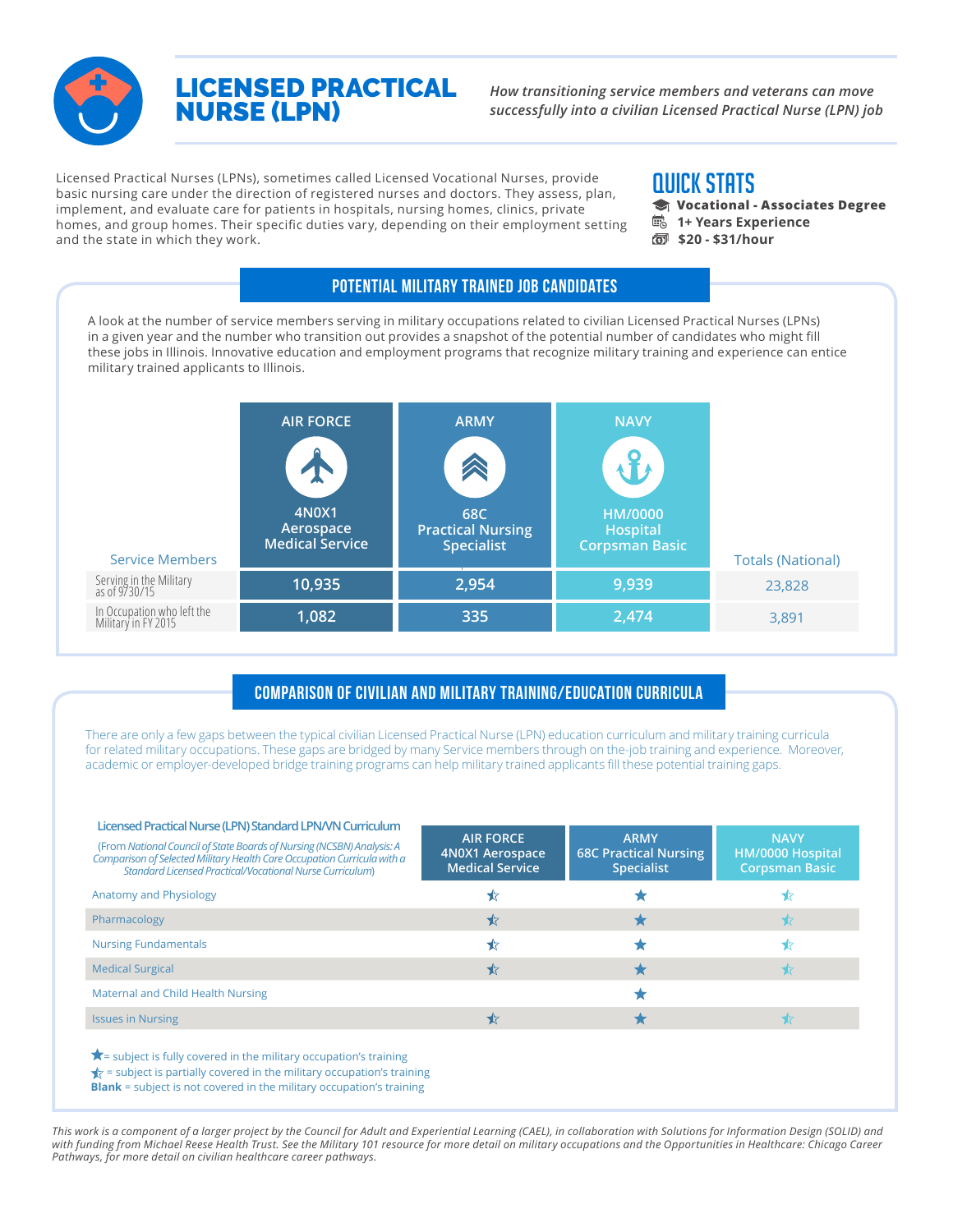# LICENSED PRACTICAL NURSE (LPN)

*How transitioning service members and veterans can move successfully into a civilian Licensed Practical Nurse (LPN) job*

Licensed Practical Nurses (LPNs), sometimes called Licensed Vocational Nurses, provide basic nursing care under the direction of registered nurses and doctors. They assess, plan, implement, and evaluate care for patients in hospitals, nursing homes, clinics, private homes, and group homes. Their specific duties vary, depending on their employment setting and the state in which they work.

## QUICK STATS

- **Vocational - Associates Degree**
- **1+ Years Experience**
- **$20 - $31/hour**

## POTENTIAL MILITARY TRAINED JOB CANDIDATES

A look at the number of service members serving in military occupations related to civilian Licensed Practical Nurses (LPNs) in a given year and the number who transition out provides a snapshot of the potential number of candidates who might fill these jobs in Illinois. Innovative education and employment programs that recognize military training and experience can entice military trained applicants to Illinois.

| Service Members | AIR FORCE 4N0X1 Aerospace Medical Service | ARMY 68C Practical Nursing Specialist | NAVY HM/0000 Hospital Corpsman Basic | Totals (National) |
|---|---|---|---|---|
| Serving in the Military as of 9/30/15 | 10,935 | 2,954 | 9,939 | 23,828 |
| In Occupation who left the Military in FY 2015 | 1,082 | 335 | 2,474 | 3,891 |

## COMPARISON OF CIVILIAN AND MILITARY TRAINING/EDUCATION CURRICULA

There are only a few gaps between the typical civilian Licensed Practical Nurse (LPN) education curriculum and military training curricula for related military occupations. These gaps are bridged by many Service members through on-the-job training and experience. Moreover, academic or employer-developed bridge training programs can help military trained applicants fill these potential training gaps.

| Licensed Practical Nurse (LPN) Standard LPN/VN Curriculum (From *National Council of State Boards of Nursing (NCSBN) Analysis: A Comparison of Selected Military Health Care Occupation Curricula with a Standard Licensed Practical/Vocational Nurse Curriculum*) | AIR FORCE 4N0X1 Aerospace Medical Service | ARMY 68C Practical Nursing Specialist | NAVY HM/0000 Hospital Corpsman Basic |
|---|---|---|---|
| Anatomy and Physiology | Partially covered | Fully covered | Partially covered |
| Pharmacology | Partially covered | Fully covered | Partially covered |
| Nursing Fundamentals | Partially covered | Fully covered | Partially covered |
| Medical Surgical | Partially covered | Fully covered | Partially covered |
| Maternal and Child Health Nursing | | Fully covered | |
| Issues in Nursing | Partially covered | Fully covered | Partially covered |

★ = subject is fully covered in the military occupation's training
½★ = subject is partially covered in the military occupation's training
**Blank** = subject is not covered in the military occupation's training

*This work is a component of a larger project by the Council for Adult and Experiential Learning (CAEL), in collaboration with Solutions for Information Design (SOLID) and with funding from Michael Reese Health Trust. See the Military 101 resource for more detail on military occupations and the Opportunities in Healthcare: Chicago Career Pathways, for more detail on civilian healthcare career pathways.*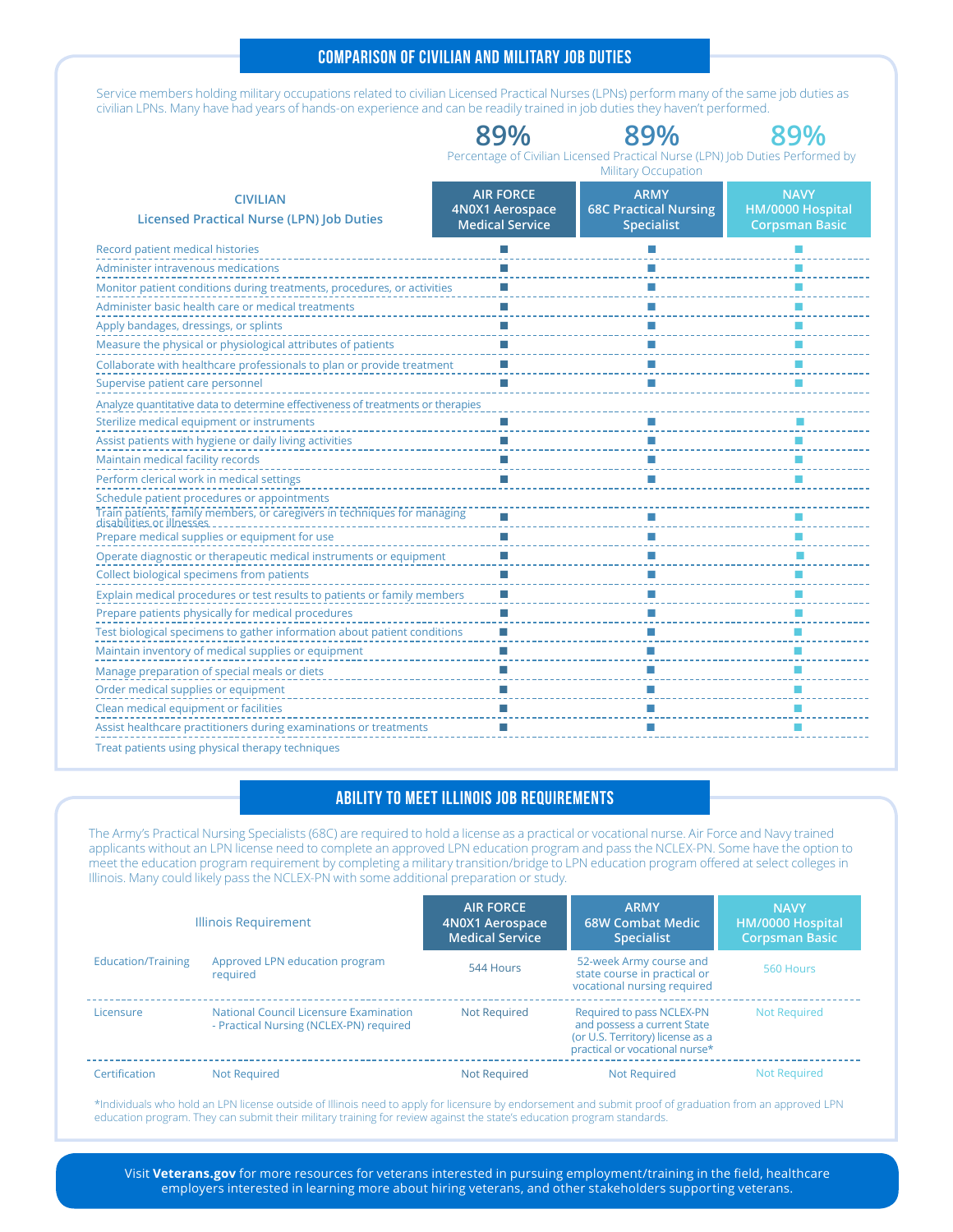## COMPARISON OF CIVILIAN AND MILITARY JOB DUTIES

Service members holding military occupations related to civilian Licensed Practical Nurses (LPNs) perform many of the same job duties as civilian LPNs. Many have had years of hands-on experience and can be readily trained in job duties they haven't performed.

| | 89% | 89% | 89% |
|---|---|---|---|
| | Percentage of Civilian Licensed Practical Nurse (LPN) Job Duties Performed by Military Occupation | | |
| **CIVILIAN Licensed Practical Nurse (LPN) Job Duties** | **AIR FORCE 4N0X1 Aerospace Medical Service** | **ARMY 68C Practical Nursing Specialist** | **NAVY HM/0000 Hospital Corpsman Basic** |
| Record patient medical histories | ■ | ■ | ■ |
| Administer intravenous medications | ■ | ■ | ■ |
| Monitor patient conditions during treatments, procedures, or activities | ■ | ■ | ■ |
| Administer basic health care or medical treatments | ■ | ■ | ■ |
| Apply bandages, dressings, or splints | ■ | ■ | ■ |
| Measure the physical or physiological attributes of patients | ■ | ■ | ■ |
| Collaborate with healthcare professionals to plan or provide treatment | ■ | ■ | ■ |
| Supervise patient care personnel | ■ | ■ | ■ |
| Analyze quantitative data to determine effectiveness of treatments or therapies | | | |
| Sterilize medical equipment or instruments | ■ | ■ | ■ |
| Assist patients with hygiene or daily living activities | ■ | ■ | ■ |
| Maintain medical facility records | ■ | ■ | ■ |
| Perform clerical work in medical settings | ■ | ■ | ■ |
| Schedule patient procedures or appointments | | | |
| Train patients, family members, or caregivers in techniques for managing disabilities or illnesses | ■ | ■ | ■ |
| Prepare medical supplies or equipment for use | ■ | ■ | ■ |
| Operate diagnostic or therapeutic medical instruments or equipment | ■ | ■ | ■ |
| Collect biological specimens from patients | ■ | ■ | ■ |
| Explain medical procedures or test results to patients or family members | ■ | ■ | ■ |
| Prepare patients physically for medical procedures | ■ | ■ | ■ |
| Test biological specimens to gather information about patient conditions | ■ | ■ | ■ |
| Maintain inventory of medical supplies or equipment | ■ | ■ | ■ |
| Manage preparation of special meals or diets | ■ | ■ | ■ |
| Order medical supplies or equipment | ■ | ■ | ■ |
| Clean medical equipment or facilities | ■ | ■ | ■ |
| Assist healthcare practitioners during examinations or treatments | ■ | ■ | ■ |
| Treat patients using physical therapy techniques | | | |

## ABILITY TO MEET ILLINOIS JOB REQUIREMENTS

The Army's Practical Nursing Specialists (68C) are required to hold a license as a practical or vocational nurse. Air Force and Navy trained applicants without an LPN license need to complete an approved LPN education program and pass the NCLEX-PN. Some have the option to meet the education program requirement by completing a military transition/bridge to LPN education program offered at select colleges in Illinois. Many could likely pass the NCLEX-PN with some additional preparation or study.

| Illinois Requirement | | **AIR FORCE 4N0X1 Aerospace Medical Service** | **ARMY 68W Combat Medic Specialist** | **NAVY HM/0000 Hospital Corpsman Basic** |
|---|---|---|---|---|
| Education/Training | Approved LPN education program required | 544 Hours | 52-week Army course and state course in practical or vocational nursing required | 560 Hours |
| Licensure | National Council Licensure Examination - Practical Nursing (NCLEX-PN) required | Not Required | Required to pass NCLEX-PN and possess a current State (or U.S. Territory) license as a practical or vocational nurse* | Not Required |
| Certification | Not Required | Not Required | Not Required | Not Required |

*Individuals who hold an LPN license outside of Illinois need to apply for licensure by endorsement and submit proof of graduation from an approved LPN education program. They can submit their military training for review against the state's education program standards.

Visit **Veterans.gov** for more resources for veterans interested in pursuing employment/training in the field, healthcare employers interested in learning more about hiring veterans, and other stakeholders supporting veterans.